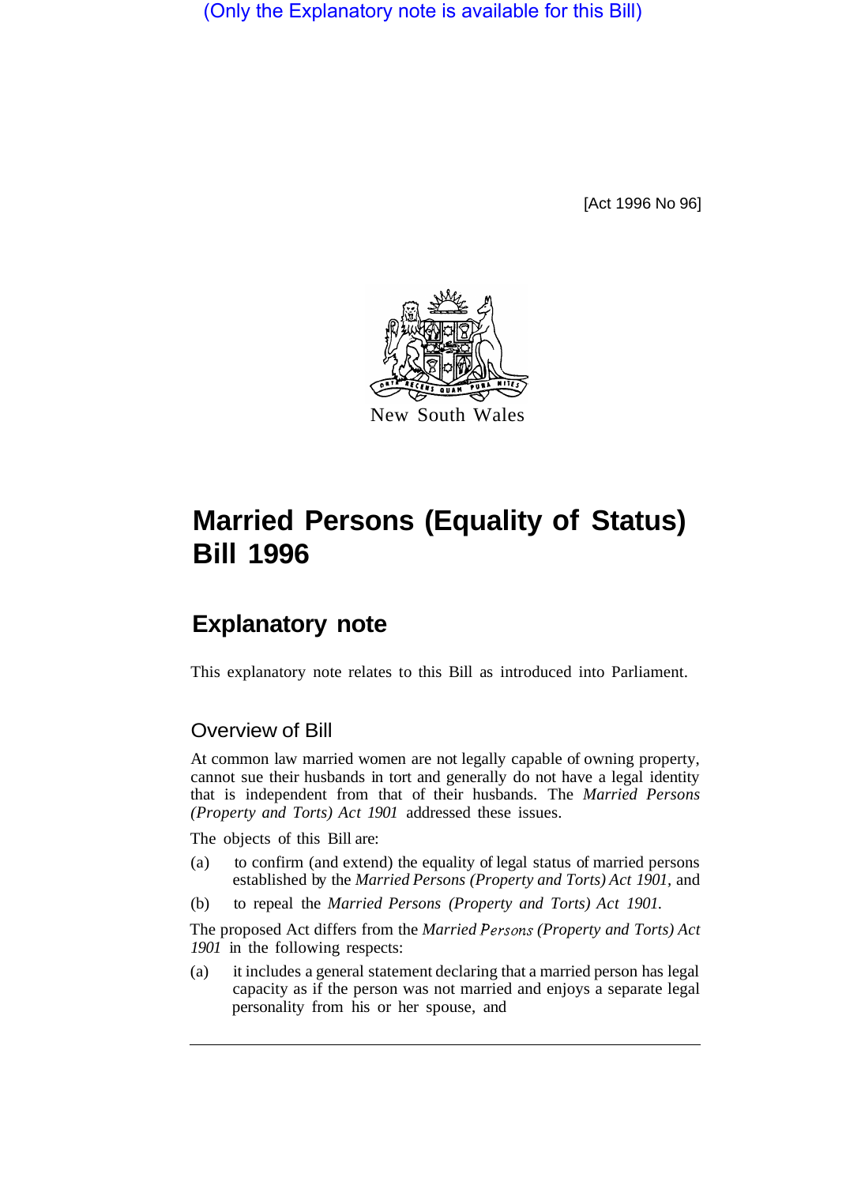(Only the Explanatory note is available for this Bill)

[Act 1996 No 96]

New South Wales

# Married Persons (Equality of Status) Bill 1996

## Explanatory note

This explanatory note relates to this Bill as introduced into Parliament.

### Overview of Bill

At common law married women are not legally capable of owning property, cannot sue their husbands in tort and generally do not have a legal identity that is independent from that of their husbands. The *Married Persons (Property and Torts) Act 1901* addressed these issues.

The objects of this Bill are:

(a) to confirm (and extend) the equality of legal status of married persons established by the *Married Persons (Property and Torts) Act 1901*, and

(b) to repeal the *Married Persons (Property and Torts) Act 1901.*

The proposed Act differs from the *Married Persons (Property and Torts) Act 1901* in the following respects:

(a) it includes a general statement declaring that a married person has legal capacity as if the person was not married and enjoys a separate legal personality from his or her spouse, and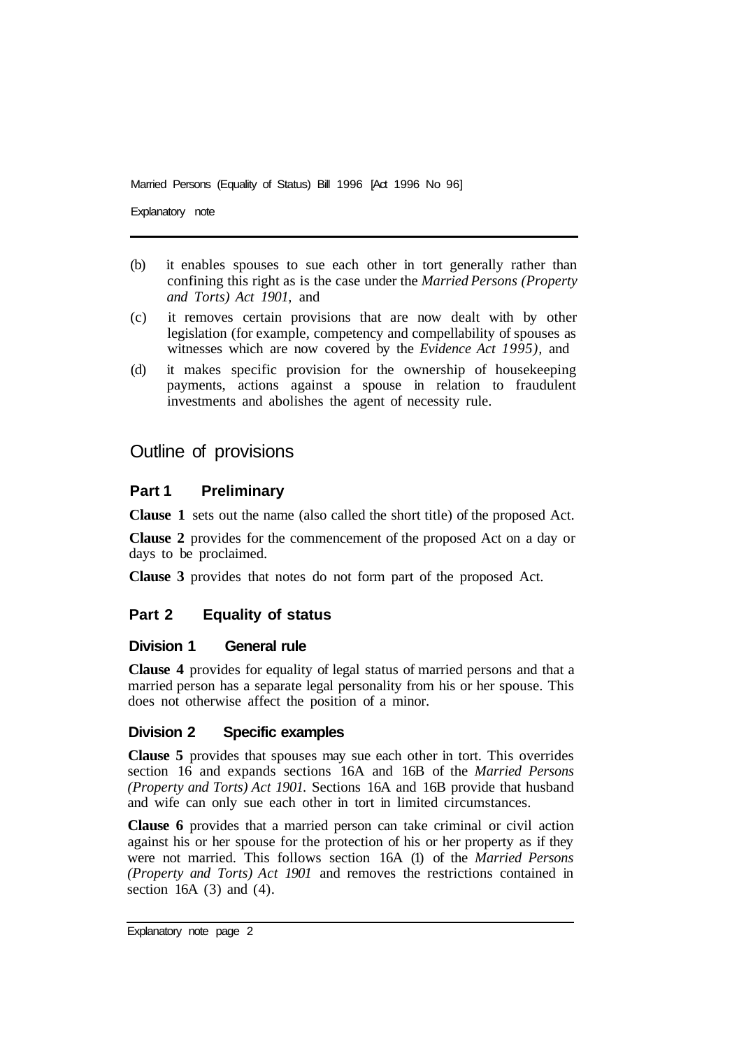(b) it enables spouses to sue each other in tort generally rather than confining this right as is the case under the *Married Persons (Property and Torts) Act 1901,* and

(c) it removes certain provisions that are now dealt with by other legislation (for example, competency and compellability of spouses as witnesses which are now covered by the *Evidence Act 1995),* and

(d) it makes specific provision for the ownership of housekeeping payments, actions against a spouse in relation to fraudulent investments and abolishes the agent of necessity rule.

## Outline of provisions

### Part 1 Preliminary

**Clause 1** sets out the name (also called the short title) of the proposed Act.

**Clause 2** provides for the commencement of the proposed Act on a day or days to be proclaimed.

**Clause 3** provides that notes do not form part of the proposed Act.

### Part 2 Equality of status

#### Division 1 General rule

**Clause 4** provides for equality of legal status of married persons and that a married person has a separate legal personality from his or her spouse. This does not otherwise affect the position of a minor.

#### Division 2 Specific examples

**Clause 5** provides that spouses may sue each other in tort. This overrides section 16 and expands sections 16A and 16B of the *Married Persons (Property and Torts) Act 1901.* Sections 16A and 16B provide that husband and wife can only sue each other in tort in limited circumstances.

**Clause 6** provides that a married person can take criminal or civil action against his or her spouse for the protection of his or her property as if they were not married. This follows section 16A (1) of the *Married Persons (Property and Torts) Act 1901* and removes the restrictions contained in section 16A (3) and (4).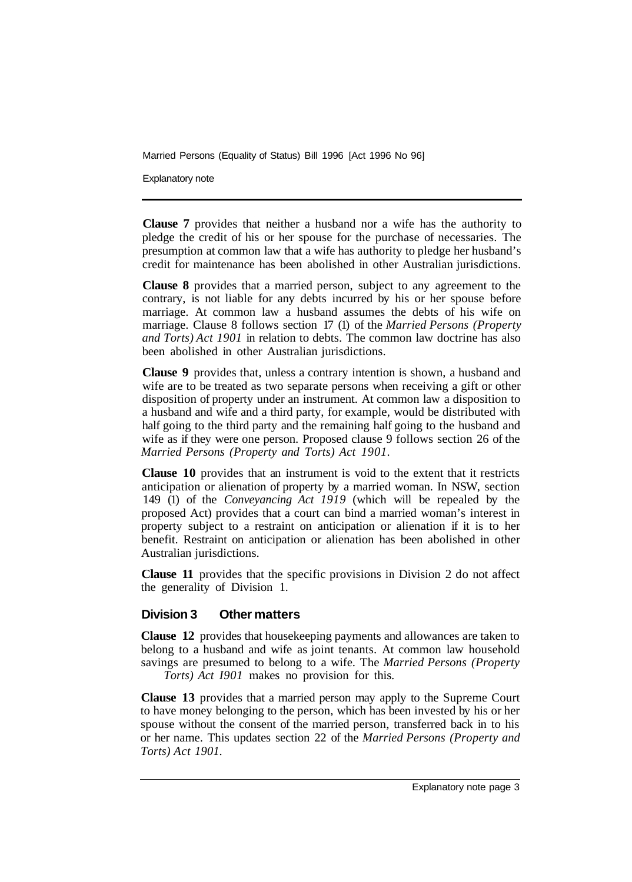**Clause 7** provides that neither a husband nor a wife has the authority to pledge the credit of his or her spouse for the purchase of necessaries. The presumption at common law that a wife has authority to pledge her husband's credit for maintenance has been abolished in other Australian jurisdictions.

**Clause 8** provides that a married person, subject to any agreement to the contrary, is not liable for any debts incurred by his or her spouse before marriage. At common law a husband assumes the debts of his wife on marriage. Clause 8 follows section 17 (1) of the *Married Persons (Property and Torts) Act 1901* in relation to debts. The common law doctrine has also been abolished in other Australian jurisdictions.

**Clause 9** provides that, unless a contrary intention is shown, a husband and wife are to be treated as two separate persons when receiving a gift or other disposition of property under an instrument. At common law a disposition to a husband and wife and a third party, for example, would be distributed with half going to the third party and the remaining half going to the husband and wife as if they were one person. Proposed clause 9 follows section 26 of the *Married Persons (Property and Torts) Act 1901*.

**Clause 10** provides that an instrument is void to the extent that it restricts anticipation or alienation of property by a married woman. In NSW, section 149 (1) of the *Conveyancing Act 1919* (which will be repealed by the proposed Act) provides that a court can bind a married woman's interest in property subject to a restraint on anticipation or alienation if it is to her benefit. Restraint on anticipation or alienation has been abolished in other Australian jurisdictions.

**Clause 11** provides that the specific provisions in Division 2 do not affect the generality of Division 1.

## Division 3 Other matters

**Clause 12** provides that housekeeping payments and allowances are taken to belong to a husband and wife as joint tenants. At common law household savings are presumed to belong to a wife. The *Married Persons (Property Torts) Act I901* makes no provision for this.

**Clause 13** provides that a married person may apply to the Supreme Court to have money belonging to the person, which has been invested by his or her spouse without the consent of the married person, transferred back in to his or her name. This updates section 22 of the *Married Persons (Property and Torts) Act 1901*.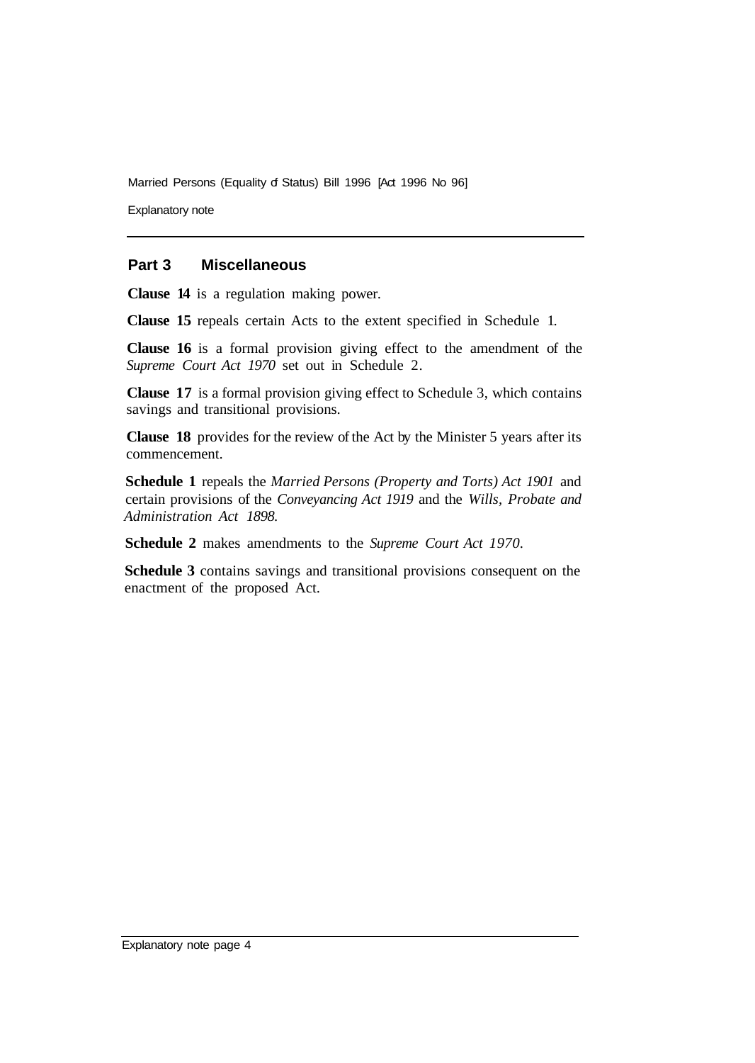## Part 3 Miscellaneous

**Clause 14** is a regulation making power.

**Clause 15** repeals certain Acts to the extent specified in Schedule 1.

**Clause 16** is a formal provision giving effect to the amendment of the *Supreme Court Act 1970* set out in Schedule 2.

**Clause 17** is a formal provision giving effect to Schedule 3, which contains savings and transitional provisions.

**Clause 18** provides for the review of the Act by the Minister 5 years after its commencement.

**Schedule 1** repeals the *Married Persons (Property and Torts) Act 1901* and certain provisions of the *Conveyancing Act 1919* and the *Wills, Probate and Administration Act 1898.*

**Schedule 2** makes amendments to the *Supreme Court Act 1970*.

**Schedule 3** contains savings and transitional provisions consequent on the enactment of the proposed Act.